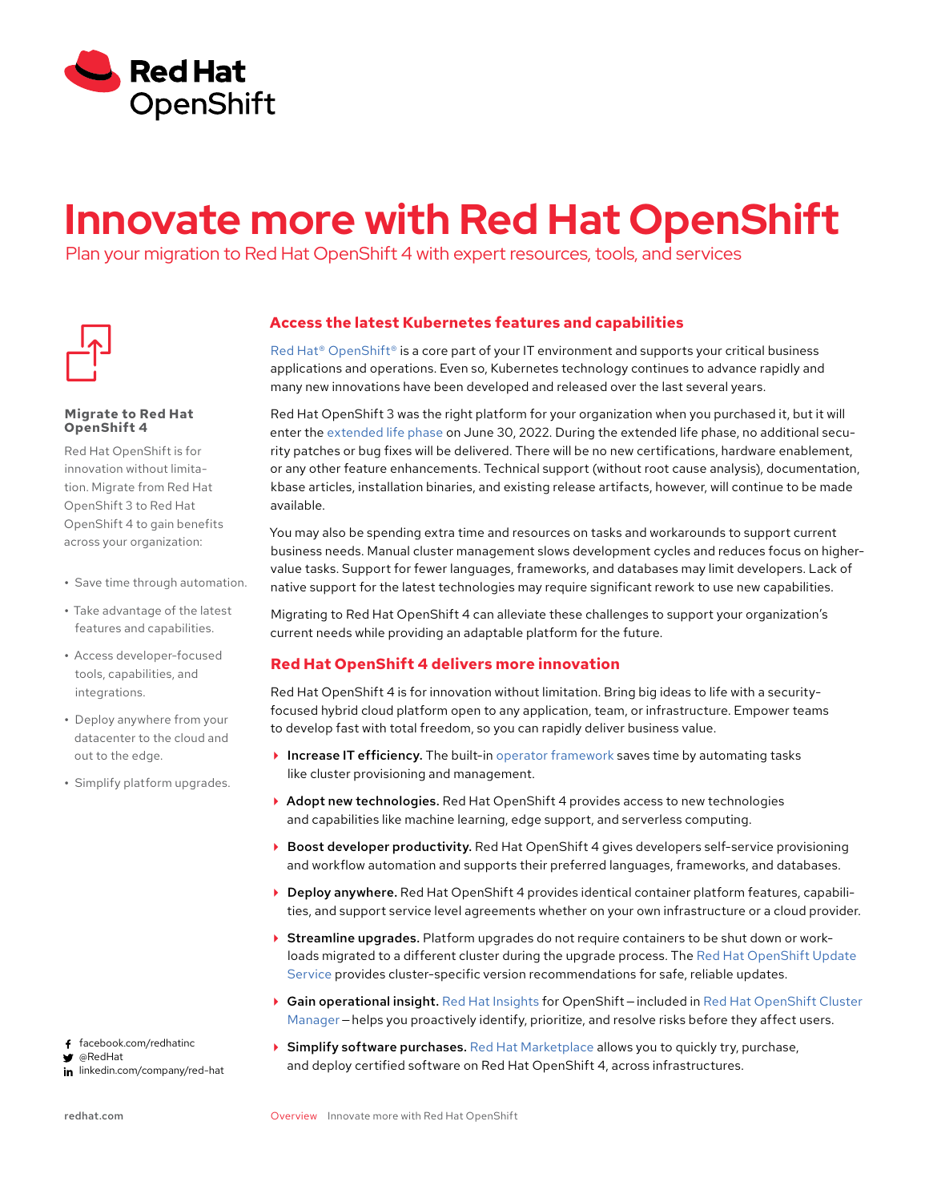Red Hat
OpenShift

# Innovate more with Red Hat OpenShift

Plan your migration to Red Hat OpenShift 4 with expert resources, tools, and services

### Migrate to Red Hat OpenShift 4

Red Hat OpenShift is for innovation without limitation. Migrate from Red Hat OpenShift 3 to Red Hat OpenShift 4 to gain benefits across your organization:

- Save time through automation.
- Take advantage of the latest features and capabilities.
- Access developer-focused tools, capabilities, and integrations.
- Deploy anywhere from your datacenter to the cloud and out to the edge.
- Simplify platform upgrades.

## Access the latest Kubernetes features and capabilities

Red Hat® OpenShift® is a core part of your IT environment and supports your critical business applications and operations. Even so, Kubernetes technology continues to advance rapidly and many new innovations have been developed and released over the last several years.

Red Hat OpenShift 3 was the right platform for your organization when you purchased it, but it will enter the extended life phase on June 30, 2022. During the extended life phase, no additional security patches or bug fixes will be delivered. There will be no new certifications, hardware enablement, or any other feature enhancements. Technical support (without root cause analysis), documentation, kbase articles, installation binaries, and existing release artifacts, however, will continue to be made available.

You may also be spending extra time and resources on tasks and workarounds to support current business needs. Manual cluster management slows development cycles and reduces focus on higher-value tasks. Support for fewer languages, frameworks, and databases may limit developers. Lack of native support for the latest technologies may require significant rework to use new capabilities.

Migrating to Red Hat OpenShift 4 can alleviate these challenges to support your organization's current needs while providing an adaptable platform for the future.

## Red Hat OpenShift 4 delivers more innovation

Red Hat OpenShift 4 is for innovation without limitation. Bring big ideas to life with a security-focused hybrid cloud platform open to any application, team, or infrastructure. Empower teams to develop fast with total freedom, so you can rapidly deliver business value.

- **Increase IT efficiency.** The built-in operator framework saves time by automating tasks like cluster provisioning and management.
- **Adopt new technologies.** Red Hat OpenShift 4 provides access to new technologies and capabilities like machine learning, edge support, and serverless computing.
- **Boost developer productivity.** Red Hat OpenShift 4 gives developers self-service provisioning and workflow automation and supports their preferred languages, frameworks, and databases.
- **Deploy anywhere.** Red Hat OpenShift 4 provides identical container platform features, capabilities, and support service level agreements whether on your own infrastructure or a cloud provider.
- **Streamline upgrades.** Platform upgrades do not require containers to be shut down or workloads migrated to a different cluster during the upgrade process. The Red Hat OpenShift Update Service provides cluster-specific version recommendations for safe, reliable updates.
- **Gain operational insight.** Red Hat Insights for OpenShift—included in Red Hat OpenShift Cluster Manager—helps you proactively identify, prioritize, and resolve risks before they affect users.
- **Simplify software purchases.** Red Hat Marketplace allows you to quickly try, purchase, and deploy certified software on Red Hat OpenShift 4, across infrastructures.

facebook.com/redhatinc
@RedHat
linkedin.com/company/red-hat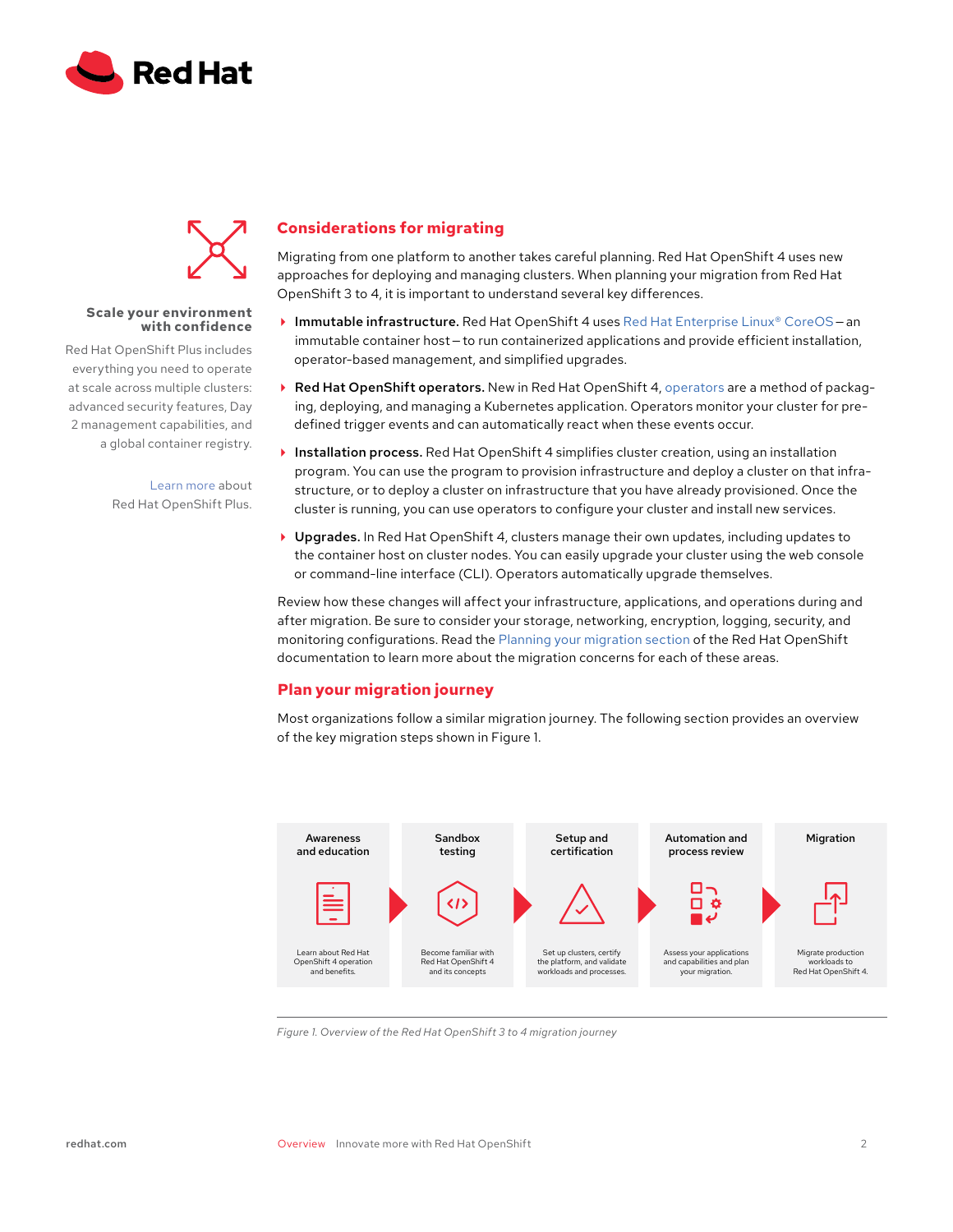### Scale your environment with confidence

Red Hat OpenShift Plus includes everything you need to operate at scale across multiple clusters: advanced security features, Day 2 management capabilities, and a global container registry.

Learn more about Red Hat OpenShift Plus.

## Considerations for migrating

Migrating from one platform to another takes careful planning. Red Hat OpenShift 4 uses new approaches for deploying and managing clusters. When planning your migration from Red Hat OpenShift 3 to 4, it is important to understand several key differences.

- **Immutable infrastructure.** Red Hat OpenShift 4 uses Red Hat Enterprise Linux® CoreOS – an immutable container host – to run containerized applications and provide efficient installation, operator-based management, and simplified upgrades.
- **Red Hat OpenShift operators.** New in Red Hat OpenShift 4, operators are a method of packaging, deploying, and managing a Kubernetes application. Operators monitor your cluster for predefined trigger events and can automatically react when these events occur.
- **Installation process.** Red Hat OpenShift 4 simplifies cluster creation, using an installation program. You can use the program to provision infrastructure and deploy a cluster on that infrastructure, or to deploy a cluster on infrastructure that you have already provisioned. Once the cluster is running, you can use operators to configure your cluster and install new services.
- **Upgrades.** In Red Hat OpenShift 4, clusters manage their own updates, including updates to the container host on cluster nodes. You can easily upgrade your cluster using the web console or command-line interface (CLI). Operators automatically upgrade themselves.

Review how these changes will affect your infrastructure, applications, and operations during and after migration. Be sure to consider your storage, networking, encryption, logging, security, and monitoring configurations. Read the Planning your migration section of the Red Hat OpenShift documentation to learn more about the migration concerns for each of these areas.

## Plan your migration journey

Most organizations follow a similar migration journey. The following section provides an overview of the key migration steps shown in Figure 1.

| Awareness and education | Sandbox testing | Setup and certification | Automation and process review | Migration |
|---|---|---|---|---|
| Learn about Red Hat OpenShift 4 operation and benefits. | Become familiar with Red Hat OpenShift 4 and its concepts | Set up clusters, certify the platform, and validate workloads and processes. | Assess your applications and capabilities and plan your migration. | Migrate production workloads to Red Hat OpenShift 4. |

*Figure 1. Overview of the Red Hat OpenShift 3 to 4 migration journey*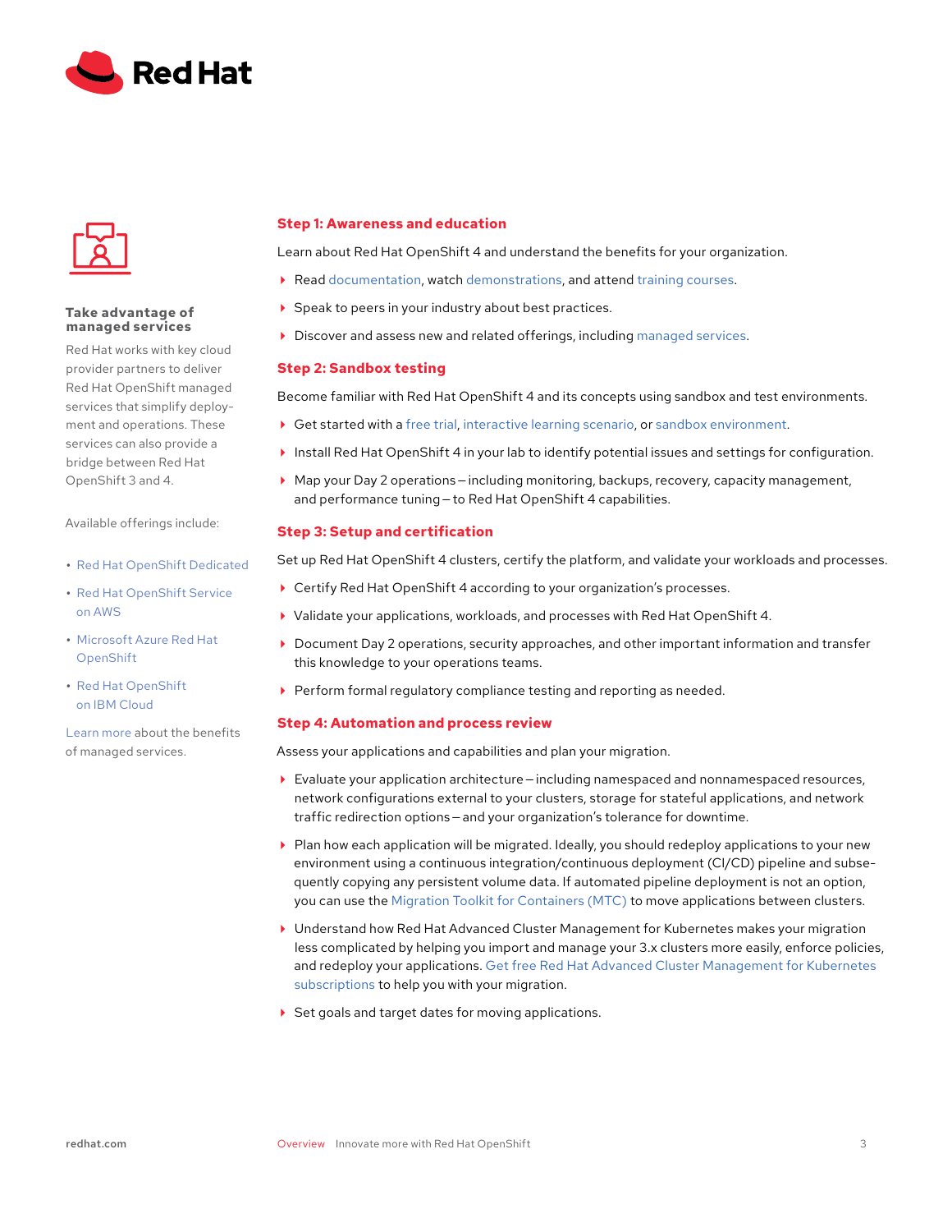### Take advantage of managed services

Red Hat works with key cloud provider partners to deliver Red Hat OpenShift managed services that simplify deployment and operations. These services can also provide a bridge between Red Hat OpenShift 3 and 4.

Available offerings include:

- Red Hat OpenShift Dedicated
- Red Hat OpenShift Service on AWS
- Microsoft Azure Red Hat OpenShift
- Red Hat OpenShift on IBM Cloud

Learn more about the benefits of managed services.

## Step 1: Awareness and education

Learn about Red Hat OpenShift 4 and understand the benefits for your organization.

- Read documentation, watch demonstrations, and attend training courses.
- Speak to peers in your industry about best practices.
- Discover and assess new and related offerings, including managed services.

## Step 2: Sandbox testing

Become familiar with Red Hat OpenShift 4 and its concepts using sandbox and test environments.

- Get started with a free trial, interactive learning scenario, or sandbox environment.
- Install Red Hat OpenShift 4 in your lab to identify potential issues and settings for configuration.
- Map your Day 2 operations—including monitoring, backups, recovery, capacity management, and performance tuning—to Red Hat OpenShift 4 capabilities.

## Step 3: Setup and certification

Set up Red Hat OpenShift 4 clusters, certify the platform, and validate your workloads and processes.

- Certify Red Hat OpenShift 4 according to your organization's processes.
- Validate your applications, workloads, and processes with Red Hat OpenShift 4.
- Document Day 2 operations, security approaches, and other important information and transfer this knowledge to your operations teams.
- Perform formal regulatory compliance testing and reporting as needed.

## Step 4: Automation and process review

Assess your applications and capabilities and plan your migration.

- Evaluate your application architecture—including namespaced and nonnamespaced resources, network configurations external to your clusters, storage for stateful applications, and network traffic redirection options—and your organization's tolerance for downtime.
- Plan how each application will be migrated. Ideally, you should redeploy applications to your new environment using a continuous integration/continuous deployment (CI/CD) pipeline and subsequently copying any persistent volume data. If automated pipeline deployment is not an option, you can use the Migration Toolkit for Containers (MTC) to move applications between clusters.
- Understand how Red Hat Advanced Cluster Management for Kubernetes makes your migration less complicated by helping you import and manage your 3.x clusters more easily, enforce policies, and redeploy your applications. Get free Red Hat Advanced Cluster Management for Kubernetes subscriptions to help you with your migration.
- Set goals and target dates for moving applications.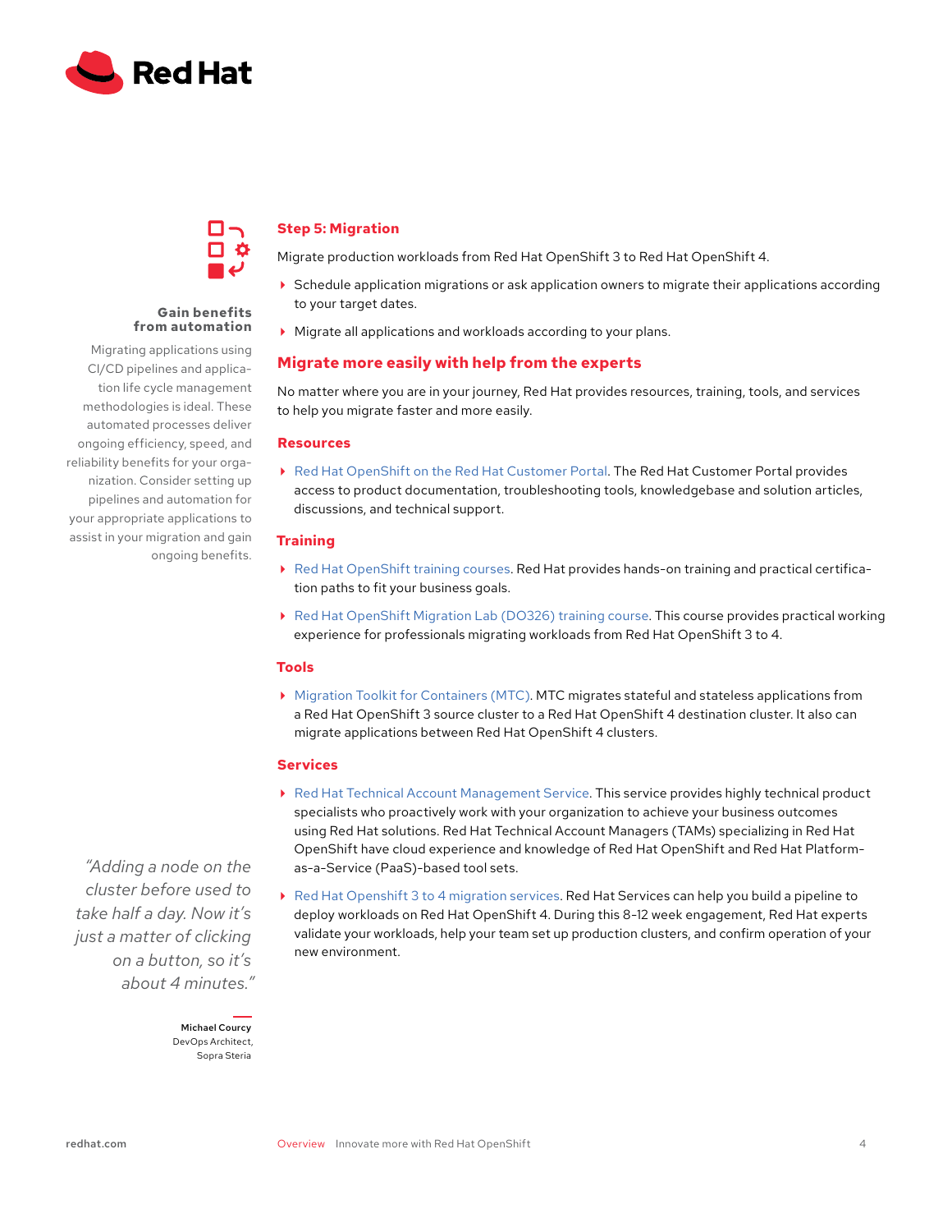### Step 5: Migration

Migrate production workloads from Red Hat OpenShift 3 to Red Hat OpenShift 4.

- Schedule application migrations or ask application owners to migrate their applications according to your target dates.
- Migrate all applications and workloads according to your plans.

**Gain benefits from automation**

Migrating applications using CI/CD pipelines and application life cycle management methodologies is ideal. These automated processes deliver ongoing efficiency, speed, and reliability benefits for your organization. Consider setting up pipelines and automation for your appropriate applications to assist in your migration and gain ongoing benefits.

## Migrate more easily with help from the experts

No matter where you are in your journey, Red Hat provides resources, training, tools, and services to help you migrate faster and more easily.

### Resources

- Red Hat OpenShift on the Red Hat Customer Portal. The Red Hat Customer Portal provides access to product documentation, troubleshooting tools, knowledgebase and solution articles, discussions, and technical support.

### Training

- Red Hat OpenShift training courses. Red Hat provides hands-on training and practical certification paths to fit your business goals.
- Red Hat OpenShift Migration Lab (DO326) training course. This course provides practical working experience for professionals migrating workloads from Red Hat OpenShift 3 to 4.

### Tools

- Migration Toolkit for Containers (MTC). MTC migrates stateful and stateless applications from a Red Hat OpenShift 3 source cluster to a Red Hat OpenShift 4 destination cluster. It also can migrate applications between Red Hat OpenShift 4 clusters.

### Services

- Red Hat Technical Account Management Service. This service provides highly technical product specialists who proactively work with your organization to achieve your business outcomes using Red Hat solutions. Red Hat Technical Account Managers (TAMs) specializing in Red Hat OpenShift have cloud experience and knowledge of Red Hat OpenShift and Red Hat Platform-as-a-Service (PaaS)-based tool sets.
- Red Hat Openshift 3 to 4 migration services. Red Hat Services can help you build a pipeline to deploy workloads on Red Hat OpenShift 4. During this 8-12 week engagement, Red Hat experts validate your workloads, help your team set up production clusters, and confirm operation of your new environment.

*"Adding a node on the cluster before used to take half a day. Now it's just a matter of clicking on a button, so it's about 4 minutes."*

**Michael Courcy**
DevOps Architect,
Sopra Steria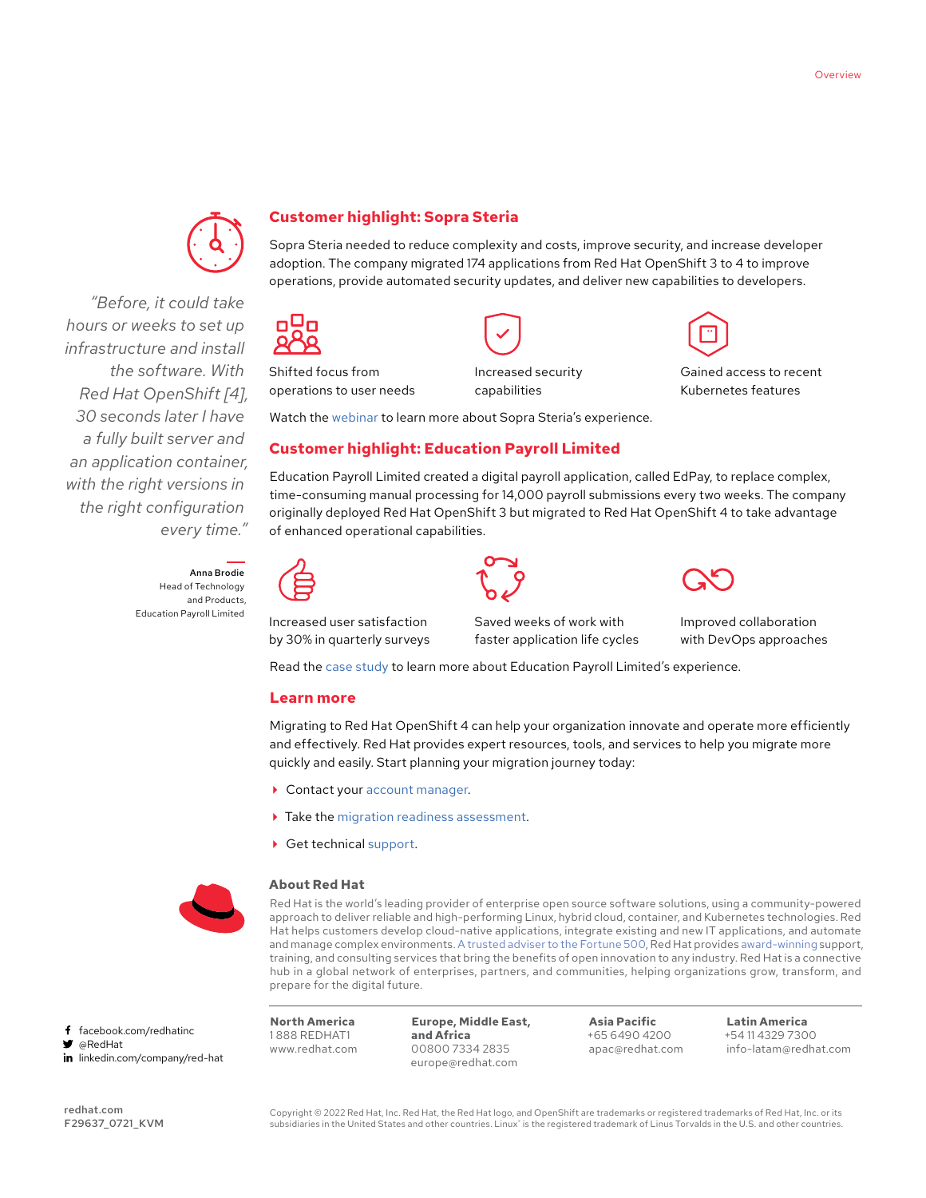## Customer highlight: Sopra Steria

Sopra Steria needed to reduce complexity and costs, improve security, and increase developer adoption. The company migrated 174 applications from Red Hat OpenShift 3 to 4 to improve operations, provide automated security updates, and deliver new capabilities to developers.

- Shifted focus from operations to user needs
- Increased security capabilities
- Gained access to recent Kubernetes features

Watch the webinar to learn more about Sopra Steria's experience.

*"Before, it could take hours or weeks to set up infrastructure and install the software. With Red Hat OpenShift [4], 30 seconds later I have a fully built server and an application container, with the right versions in the right configuration every time."*

**Anna Brodie**
Head of Technology and Products, Education Payroll Limited

## Customer highlight: Education Payroll Limited

Education Payroll Limited created a digital payroll application, called EdPay, to replace complex, time-consuming manual processing for 14,000 payroll submissions every two weeks. The company originally deployed Red Hat OpenShift 3 but migrated to Red Hat OpenShift 4 to take advantage of enhanced operational capabilities.

- Increased user satisfaction by 30% in quarterly surveys
- Saved weeks of work with faster application life cycles
- Improved collaboration with DevOps approaches

Read the case study to learn more about Education Payroll Limited's experience.

## Learn more

Migrating to Red Hat OpenShift 4 can help your organization innovate and operate more efficiently and effectively. Red Hat provides expert resources, tools, and services to help you migrate more quickly and easily. Start planning your migration journey today:

- Contact your account manager.
- Take the migration readiness assessment.
- Get technical support.

### About Red Hat

Red Hat is the world's leading provider of enterprise open source software solutions, using a community-powered approach to deliver reliable and high-performing Linux, hybrid cloud, container, and Kubernetes technologies. Red Hat helps customers develop cloud-native applications, integrate existing and new IT applications, and automate and manage complex environments. A trusted adviser to the Fortune 500, Red Hat provides award-winning support, training, and consulting services that bring the benefits of open innovation to any industry. Red Hat is a connective hub in a global network of enterprises, partners, and communities, helping organizations grow, transform, and prepare for the digital future.

facebook.com/redhatinc
@RedHat
linkedin.com/company/red-hat

**North America**
1 888 REDHAT1
www.redhat.com

**Europe, Middle East, and Africa**
00800 7334 2835
europe@redhat.com

**Asia Pacific**
+65 6490 4200
apac@redhat.com

**Latin America**
+54 11 4329 7300
info-latam@redhat.com

redhat.com
F29637_0721_KVM

Copyright © 2022 Red Hat, Inc. Red Hat, the Red Hat logo, and OpenShift are trademarks or registered trademarks of Red Hat, Inc. or its subsidiaries in the United States and other countries. Linux® is the registered trademark of Linus Torvalds in the U.S. and other countries.